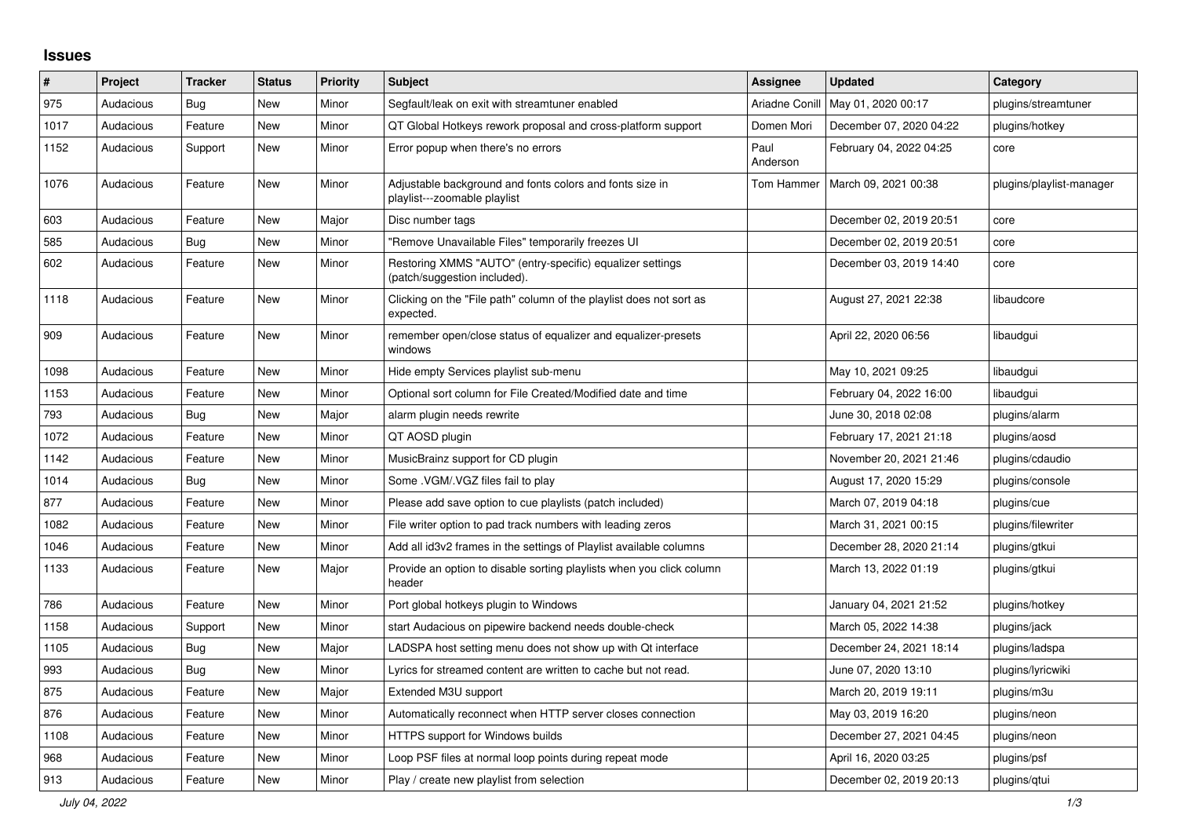## Issues

| # | Project | Tracker | Status | Priority | Subject | Assignee | Updated | Category |
|---|---|---|---|---|---|---|---|---|
| 975 | Audacious | Bug | New | Minor | Segfault/leak on exit with streamtuner enabled | Ariadne Conill | May 01, 2020 00:17 | plugins/streamtuner |
| 1017 | Audacious | Feature | New | Minor | QT Global Hotkeys rework proposal and cross-platform support | Domen Mori | December 07, 2020 04:22 | plugins/hotkey |
| 1152 | Audacious | Support | New | Minor | Error popup when there's no errors | Paul Anderson | February 04, 2022 04:25 | core |
| 1076 | Audacious | Feature | New | Minor | Adjustable background and fonts colors and fonts size in playlist---zoomable playlist | Tom Hammer | March 09, 2021 00:38 | plugins/playlist-manager |
| 603 | Audacious | Feature | New | Major | Disc number tags | | December 02, 2019 20:51 | core |
| 585 | Audacious | Bug | New | Minor | "Remove Unavailable Files" temporarily freezes UI | | December 02, 2019 20:51 | core |
| 602 | Audacious | Feature | New | Minor | Restoring XMMS "AUTO" (entry-specific) equalizer settings (patch/suggestion included). | | December 03, 2019 14:40 | core |
| 1118 | Audacious | Feature | New | Minor | Clicking on the "File path" column of the playlist does not sort as expected. | | August 27, 2021 22:38 | libaudcore |
| 909 | Audacious | Feature | New | Minor | remember open/close status of equalizer and equalizer-presets windows | | April 22, 2020 06:56 | libaudgui |
| 1098 | Audacious | Feature | New | Minor | Hide empty Services playlist sub-menu | | May 10, 2021 09:25 | libaudgui |
| 1153 | Audacious | Feature | New | Minor | Optional sort column for File Created/Modified date and time | | February 04, 2022 16:00 | libaudgui |
| 793 | Audacious | Bug | New | Major | alarm plugin needs rewrite | | June 30, 2018 02:08 | plugins/alarm |
| 1072 | Audacious | Feature | New | Minor | QT AOSD plugin | | February 17, 2021 21:18 | plugins/aosd |
| 1142 | Audacious | Feature | New | Minor | MusicBrainz support for CD plugin | | November 20, 2021 21:46 | plugins/cdaudio |
| 1014 | Audacious | Bug | New | Minor | Some .VGM/.VGZ files fail to play | | August 17, 2020 15:29 | plugins/console |
| 877 | Audacious | Feature | New | Minor | Please add save option to cue playlists (patch included) | | March 07, 2019 04:18 | plugins/cue |
| 1082 | Audacious | Feature | New | Minor | File writer option to pad track numbers with leading zeros | | March 31, 2021 00:15 | plugins/filewriter |
| 1046 | Audacious | Feature | New | Minor | Add all id3v2 frames in the settings of Playlist available columns | | December 28, 2020 21:14 | plugins/gtkui |
| 1133 | Audacious | Feature | New | Major | Provide an option to disable sorting playlists when you click column header | | March 13, 2022 01:19 | plugins/gtkui |
| 786 | Audacious | Feature | New | Minor | Port global hotkeys plugin to Windows | | January 04, 2021 21:52 | plugins/hotkey |
| 1158 | Audacious | Support | New | Minor | start Audacious on pipewire backend needs double-check | | March 05, 2022 14:38 | plugins/jack |
| 1105 | Audacious | Bug | New | Major | LADSPA host setting menu does not show up with Qt interface | | December 24, 2021 18:14 | plugins/ladspa |
| 993 | Audacious | Bug | New | Minor | Lyrics for streamed content are written to cache but not read. | | June 07, 2020 13:10 | plugins/lyricwiki |
| 875 | Audacious | Feature | New | Major | Extended M3U support | | March 20, 2019 19:11 | plugins/m3u |
| 876 | Audacious | Feature | New | Minor | Automatically reconnect when HTTP server closes connection | | May 03, 2019 16:20 | plugins/neon |
| 1108 | Audacious | Feature | New | Minor | HTTPS support for Windows builds | | December 27, 2021 04:45 | plugins/neon |
| 968 | Audacious | Feature | New | Minor | Loop PSF files at normal loop points during repeat mode | | April 16, 2020 03:25 | plugins/psf |
| 913 | Audacious | Feature | New | Minor | Play / create new playlist from selection | | December 02, 2019 20:13 | plugins/qtui |

*July 04, 2022*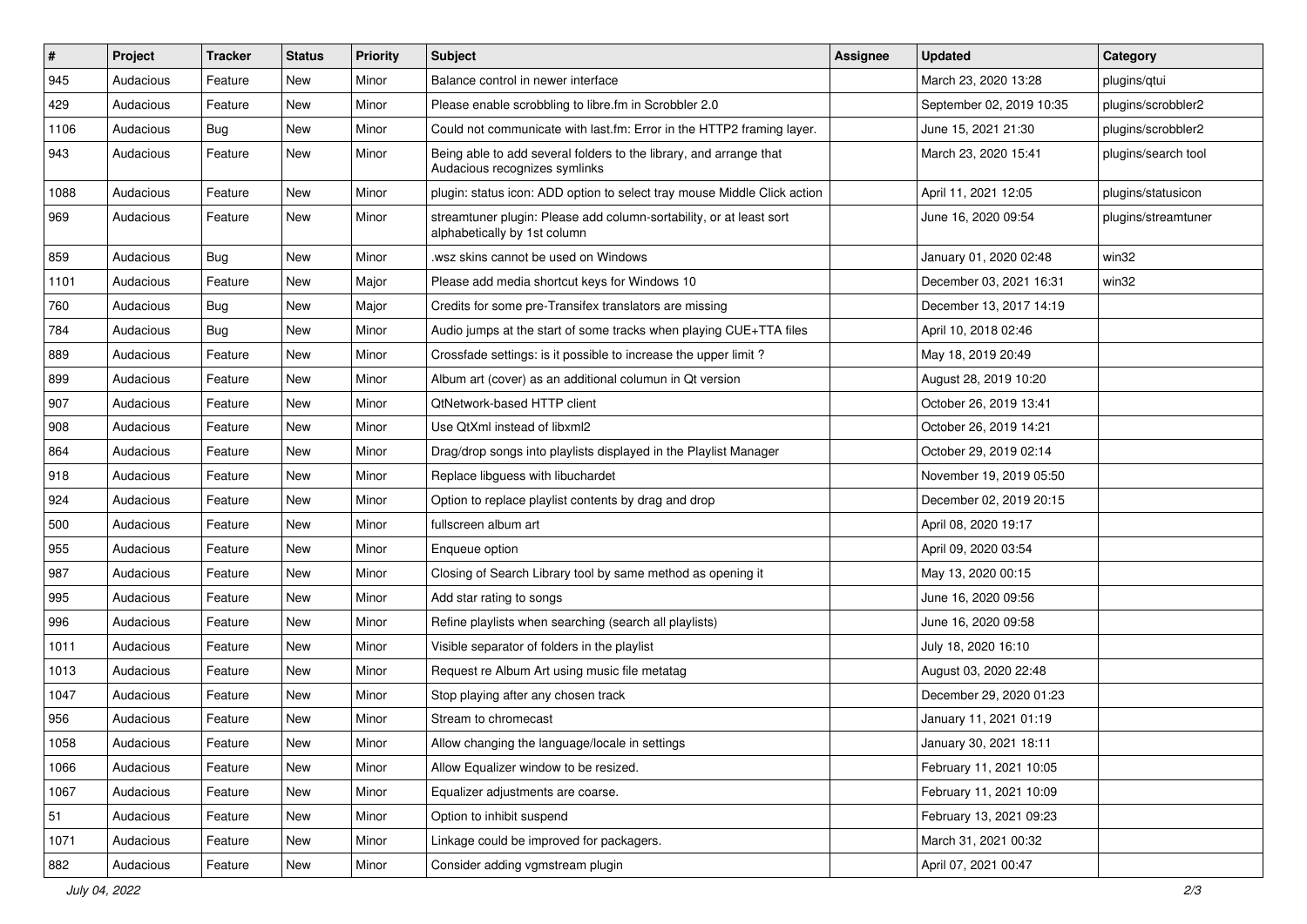| # | Project | Tracker | Status | Priority | Subject | Assignee | Updated | Category |
|---|---|---|---|---|---|---|---|---|
| 945 | Audacious | Feature | New | Minor | Balance control in newer interface | | March 23, 2020 13:28 | plugins/qtui |
| 429 | Audacious | Feature | New | Minor | Please enable scrobbling to libre.fm in Scrobbler 2.0 | | September 02, 2019 10:35 | plugins/scrobbler2 |
| 1106 | Audacious | Bug | New | Minor | Could not communicate with last.fm: Error in the HTTP2 framing layer. | | June 15, 2021 21:30 | plugins/scrobbler2 |
| 943 | Audacious | Feature | New | Minor | Being able to add several folders to the library, and arrange that Audacious recognizes symlinks | | March 23, 2020 15:41 | plugins/search tool |
| 1088 | Audacious | Feature | New | Minor | plugin: status icon: ADD option to select tray mouse Middle Click action | | April 11, 2021 12:05 | plugins/statusicon |
| 969 | Audacious | Feature | New | Minor | streamtuner plugin: Please add column-sortability, or at least sort alphabetically by 1st column | | June 16, 2020 09:54 | plugins/streamtuner |
| 859 | Audacious | Bug | New | Minor | .wsz skins cannot be used on Windows | | January 01, 2020 02:48 | win32 |
| 1101 | Audacious | Feature | New | Major | Please add media shortcut keys for Windows 10 | | December 03, 2021 16:31 | win32 |
| 760 | Audacious | Bug | New | Major | Credits for some pre-Transifex translators are missing | | December 13, 2017 14:19 | |
| 784 | Audacious | Bug | New | Minor | Audio jumps at the start of some tracks when playing CUE+TTA files | | April 10, 2018 02:46 | |
| 889 | Audacious | Feature | New | Minor | Crossfade settings: is it possible to increase the upper limit ? | | May 18, 2019 20:49 | |
| 899 | Audacious | Feature | New | Minor | Album art (cover) as an additional columun in Qt version | | August 28, 2019 10:20 | |
| 907 | Audacious | Feature | New | Minor | QtNetwork-based HTTP client | | October 26, 2019 13:41 | |
| 908 | Audacious | Feature | New | Minor | Use QtXml instead of libxml2 | | October 26, 2019 14:21 | |
| 864 | Audacious | Feature | New | Minor | Drag/drop songs into playlists displayed in the Playlist Manager | | October 29, 2019 02:14 | |
| 918 | Audacious | Feature | New | Minor | Replace libguess with libuchardet | | November 19, 2019 05:50 | |
| 924 | Audacious | Feature | New | Minor | Option to replace playlist contents by drag and drop | | December 02, 2019 20:15 | |
| 500 | Audacious | Feature | New | Minor | fullscreen album art | | April 08, 2020 19:17 | |
| 955 | Audacious | Feature | New | Minor | Enqueue option | | April 09, 2020 03:54 | |
| 987 | Audacious | Feature | New | Minor | Closing of Search Library tool by same method as opening it | | May 13, 2020 00:15 | |
| 995 | Audacious | Feature | New | Minor | Add star rating to songs | | June 16, 2020 09:56 | |
| 996 | Audacious | Feature | New | Minor | Refine playlists when searching (search all playlists) | | June 16, 2020 09:58 | |
| 1011 | Audacious | Feature | New | Minor | Visible separator of folders in the playlist | | July 18, 2020 16:10 | |
| 1013 | Audacious | Feature | New | Minor | Request re Album Art using music file metatag | | August 03, 2020 22:48 | |
| 1047 | Audacious | Feature | New | Minor | Stop playing after any chosen track | | December 29, 2020 01:23 | |
| 956 | Audacious | Feature | New | Minor | Stream to chromecast | | January 11, 2021 01:19 | |
| 1058 | Audacious | Feature | New | Minor | Allow changing the language/locale in settings | | January 30, 2021 18:11 | |
| 1066 | Audacious | Feature | New | Minor | Allow Equalizer window to be resized. | | February 11, 2021 10:05 | |
| 1067 | Audacious | Feature | New | Minor | Equalizer adjustments are coarse. | | February 11, 2021 10:09 | |
| 51 | Audacious | Feature | New | Minor | Option to inhibit suspend | | February 13, 2021 09:23 | |
| 1071 | Audacious | Feature | New | Minor | Linkage could be improved for packagers. | | March 31, 2021 00:32 | |
| 882 | Audacious | Feature | New | Minor | Consider adding vgmstream plugin | | April 07, 2021 00:47 | |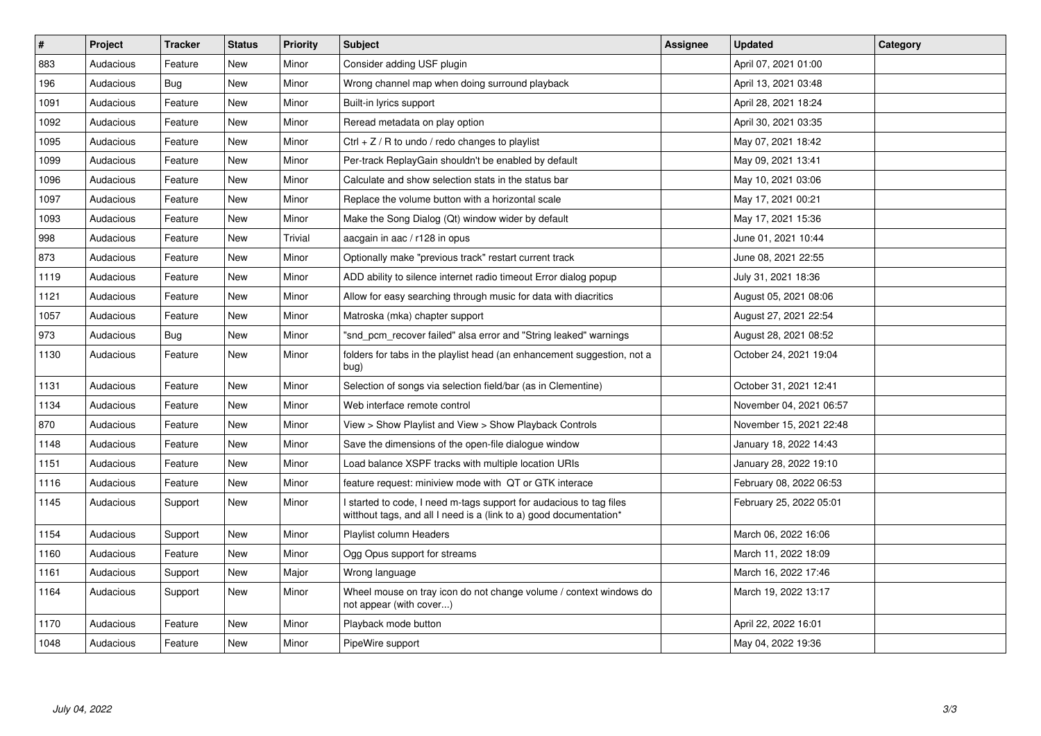| # | Project | Tracker | Status | Priority | Subject | Assignee | Updated | Category |
|---|---|---|---|---|---|---|---|---|
| 883 | Audacious | Feature | New | Minor | Consider adding USF plugin | | April 07, 2021 01:00 | |
| 196 | Audacious | Bug | New | Minor | Wrong channel map when doing surround playback | | April 13, 2021 03:48 | |
| 1091 | Audacious | Feature | New | Minor | Built-in lyrics support | | April 28, 2021 18:24 | |
| 1092 | Audacious | Feature | New | Minor | Reread metadata on play option | | April 30, 2021 03:35 | |
| 1095 | Audacious | Feature | New | Minor | Ctrl + Z / R to undo / redo changes to playlist | | May 07, 2021 18:42 | |
| 1099 | Audacious | Feature | New | Minor | Per-track ReplayGain shouldn't be enabled by default | | May 09, 2021 13:41 | |
| 1096 | Audacious | Feature | New | Minor | Calculate and show selection stats in the status bar | | May 10, 2021 03:06 | |
| 1097 | Audacious | Feature | New | Minor | Replace the volume button with a horizontal scale | | May 17, 2021 00:21 | |
| 1093 | Audacious | Feature | New | Minor | Make the Song Dialog (Qt) window wider by default | | May 17, 2021 15:36 | |
| 998 | Audacious | Feature | New | Trivial | aacgain in aac / r128 in opus | | June 01, 2021 10:44 | |
| 873 | Audacious | Feature | New | Minor | Optionally make "previous track" restart current track | | June 08, 2021 22:55 | |
| 1119 | Audacious | Feature | New | Minor | ADD ability to silence internet radio timeout Error dialog popup | | July 31, 2021 18:36 | |
| 1121 | Audacious | Feature | New | Minor | Allow for easy searching through music for data with diacritics | | August 05, 2021 08:06 | |
| 1057 | Audacious | Feature | New | Minor | Matroska (mka) chapter support | | August 27, 2021 22:54 | |
| 973 | Audacious | Bug | New | Minor | "snd_pcm_recover failed" alsa error and "String leaked" warnings | | August 28, 2021 08:52 | |
| 1130 | Audacious | Feature | New | Minor | folders for tabs in the playlist head (an enhancement suggestion, not a bug) | | October 24, 2021 19:04 | |
| 1131 | Audacious | Feature | New | Minor | Selection of songs via selection field/bar (as in Clementine) | | October 31, 2021 12:41 | |
| 1134 | Audacious | Feature | New | Minor | Web interface remote control | | November 04, 2021 06:57 | |
| 870 | Audacious | Feature | New | Minor | View > Show Playlist and View > Show Playback Controls | | November 15, 2021 22:48 | |
| 1148 | Audacious | Feature | New | Minor | Save the dimensions of the open-file dialogue window | | January 18, 2022 14:43 | |
| 1151 | Audacious | Feature | New | Minor | Load balance XSPF tracks with multiple location URIs | | January 28, 2022 19:10 | |
| 1116 | Audacious | Feature | New | Minor | feature request: miniview mode with QT or GTK interace | | February 08, 2022 06:53 | |
| 1145 | Audacious | Support | New | Minor | I started to code, I need m-tags support for audacious to tag files witthout tags, and all I need is a (link to a) good documentation* | | February 25, 2022 05:01 | |
| 1154 | Audacious | Support | New | Minor | Playlist column Headers | | March 06, 2022 16:06 | |
| 1160 | Audacious | Feature | New | Minor | Ogg Opus support for streams | | March 11, 2022 18:09 | |
| 1161 | Audacious | Support | New | Major | Wrong language | | March 16, 2022 17:46 | |
| 1164 | Audacious | Support | New | Minor | Wheel mouse on tray icon do not change volume / context windows do not appear (with cover...) | | March 19, 2022 13:17 | |
| 1170 | Audacious | Feature | New | Minor | Playback mode button | | April 22, 2022 16:01 | |
| 1048 | Audacious | Feature | New | Minor | PipeWire support | | May 04, 2022 19:36 | |

*July 04, 2022*